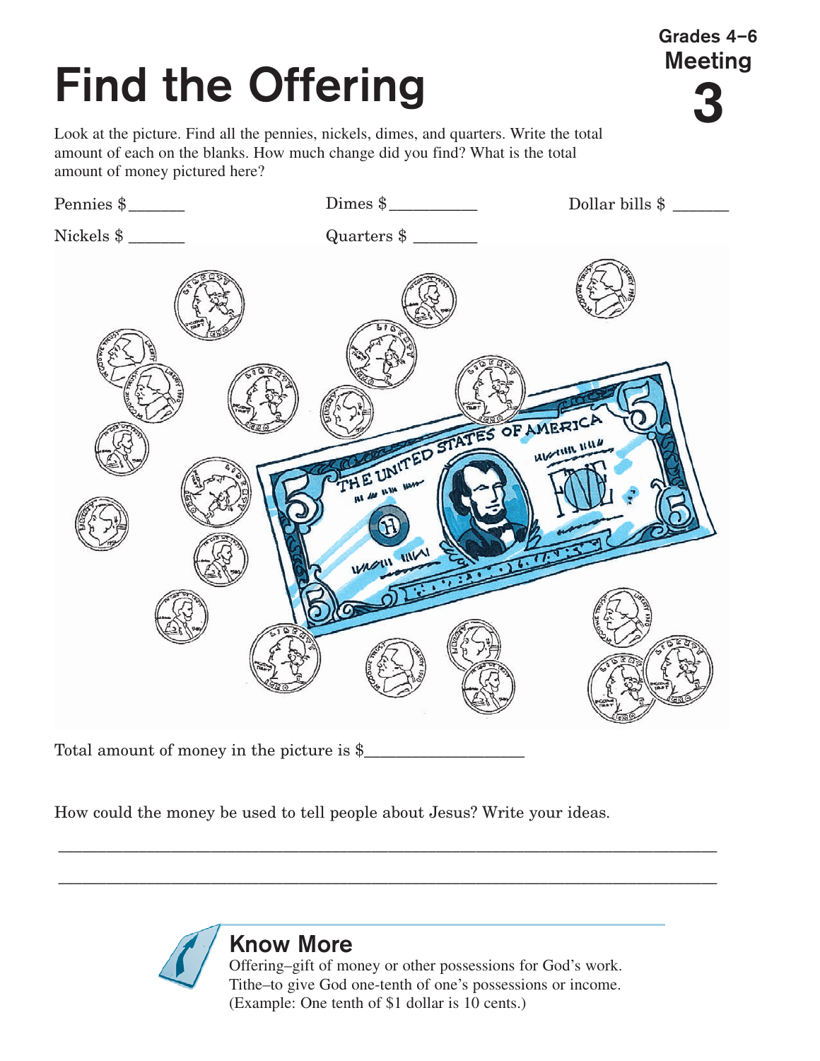Grades 4–6
Meeting
3

# Find the Offering

Look at the picture. Find all the pennies, nickels, dimes, and quarters. Write the total amount of each on the blanks. How much change did you find? What is the total amount of money pictured here?

Pennies $_______ Dimes $__________ Dollar bills $ _______

Nickels $ _______ Quarters $ ________

Total amount of money in the picture is $__________________

How could the money be used to tell people about Jesus? Write your ideas.

_______________________________________________________________________________

_______________________________________________________________________________

## Know More

Offering–gift of money or other possessions for God's work.
Tithe–to give God one-tenth of one's possessions or income.
(Example: One tenth of $1 dollar is 10 cents.)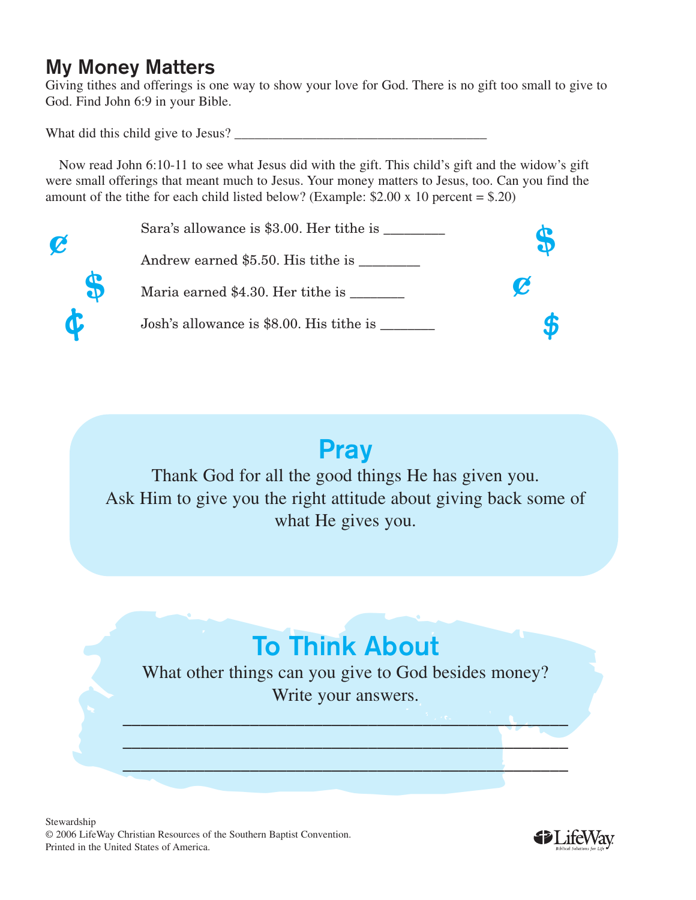## My Money Matters

Giving tithes and offerings is one way to show your love for God. There is no gift too small to give to God. Find John 6:9 in your Bible.

What did this child give to Jesus? ______________________________________

Now read John 6:10-11 to see what Jesus did with the gift. This child's gift and the widow's gift were small offerings that meant much to Jesus. Your money matters to Jesus, too. Can you find the amount of the tithe for each child listed below? (Example: $2.00 x 10 percent = $.20)

Sara's allowance is $3.00. Her tithe is ________

Andrew earned $5.50. His tithe is ________

Maria earned $4.30. Her tithe is _______

Josh's allowance is $8.00. His tithe is _______

## Pray

Thank God for all the good things He has given you. Ask Him to give you the right attitude about giving back some of what He gives you.

## To Think About

What other things can you give to God besides money? Write your answers.

_________________________________________________

_________________________________________________

_________________________________________________

Stewardship
© 2006 LifeWay Christian Resources of the Southern Baptist Convention.
Printed in the United States of America.